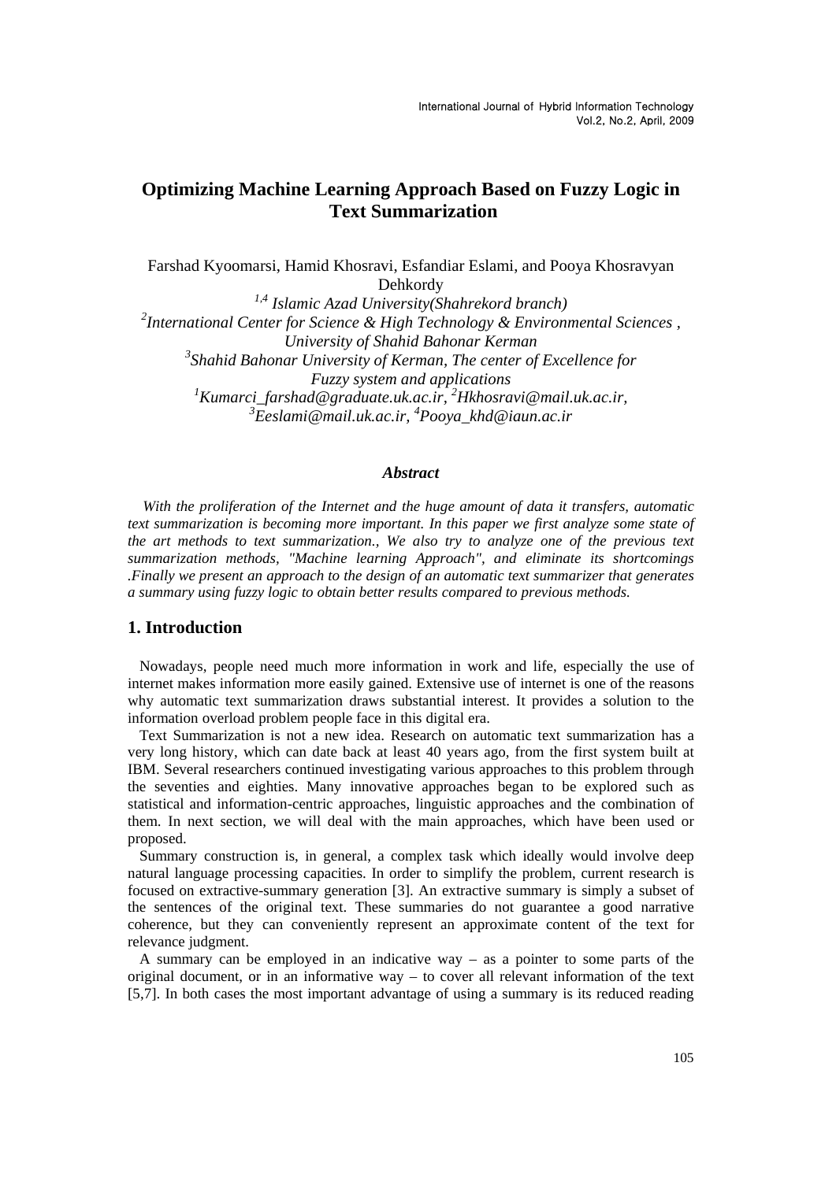# Optimizing Machine Learning Approach Based on Fuzzy Logic in Text Summarization

Farshad Kyoomarsi, Hamid Khosravi, Esfandiar Eslami, and Pooya Khosravyan Dehkordy

[1,4] *Islamic Azad University(Shahrekord branch)*

[2] *International Center for Science & High Technology & Environmental Sciences , University of Shahid Bahonar Kerman*

[3] *Shahid Bahonar University of Kerman, The center of Excellence for Fuzzy system and applications*

[1] *Kumarci_farshad@graduate.uk.ac.ir,* [2] *Hkhosravi@mail.uk.ac.ir,* [3] *Eeslami@mail.uk.ac.ir,* [4] *Pooya_khd@iaun.ac.ir*

### *Abstract*

*With the proliferation of the Internet and the huge amount of data it transfers, automatic text summarization is becoming more important. In this paper we first analyze some state of the art methods to text summarization., We also try to analyze one of the previous text summarization methods, "Machine learning Approach", and eliminate its shortcomings .Finally we present an approach to the design of an automatic text summarizer that generates a summary using fuzzy logic to obtain better results compared to previous methods.*

## 1. Introduction

Nowadays, people need much more information in work and life, especially the use of internet makes information more easily gained. Extensive use of internet is one of the reasons why automatic text summarization draws substantial interest. It provides a solution to the information overload problem people face in this digital era.

Text Summarization is not a new idea. Research on automatic text summarization has a very long history, which can date back at least 40 years ago, from the first system built at IBM. Several researchers continued investigating various approaches to this problem through the seventies and eighties. Many innovative approaches began to be explored such as statistical and information-centric approaches, linguistic approaches and the combination of them. In next section, we will deal with the main approaches, which have been used or proposed.

Summary construction is, in general, a complex task which ideally would involve deep natural language processing capacities. In order to simplify the problem, current research is focused on extractive-summary generation [3]. An extractive summary is simply a subset of the sentences of the original text. These summaries do not guarantee a good narrative coherence, but they can conveniently represent an approximate content of the text for relevance judgment.

A summary can be employed in an indicative way – as a pointer to some parts of the original document, or in an informative way – to cover all relevant information of the text [5,7]. In both cases the most important advantage of using a summary is its reduced reading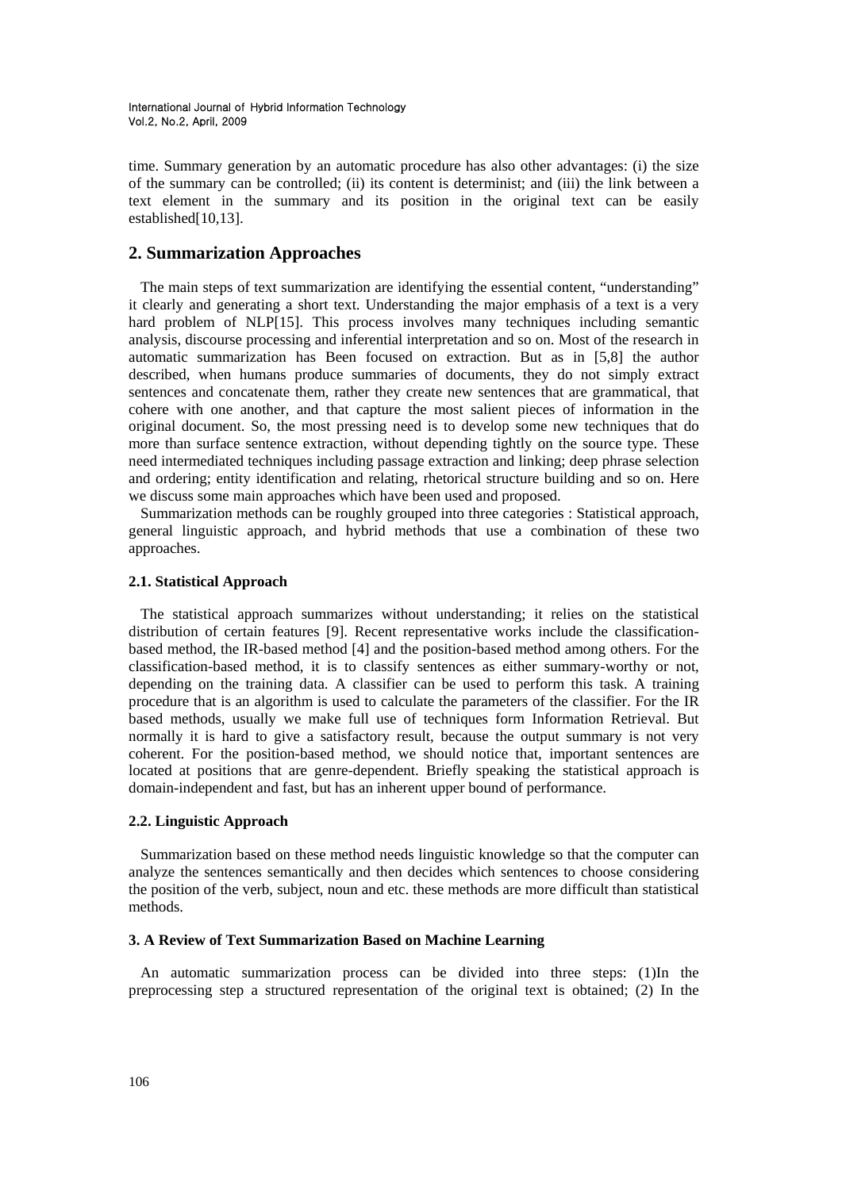time. Summary generation by an automatic procedure has also other advantages: (i) the size of the summary can be controlled; (ii) its content is determinist; and (iii) the link between a text element in the summary and its position in the original text can be easily established[10,13].

## 2. Summarization Approaches

The main steps of text summarization are identifying the essential content, "understanding" it clearly and generating a short text. Understanding the major emphasis of a text is a very hard problem of NLP[15]. This process involves many techniques including semantic analysis, discourse processing and inferential interpretation and so on. Most of the research in automatic summarization has Been focused on extraction. But as in [5,8] the author described, when humans produce summaries of documents, they do not simply extract sentences and concatenate them, rather they create new sentences that are grammatical, that cohere with one another, and that capture the most salient pieces of information in the original document. So, the most pressing need is to develop some new techniques that do more than surface sentence extraction, without depending tightly on the source type. These need intermediated techniques including passage extraction and linking; deep phrase selection and ordering; entity identification and relating, rhetorical structure building and so on. Here we discuss some main approaches which have been used and proposed.

Summarization methods can be roughly grouped into three categories : Statistical approach, general linguistic approach, and hybrid methods that use a combination of these two approaches.

### 2.1. Statistical Approach

The statistical approach summarizes without understanding; it relies on the statistical distribution of certain features [9]. Recent representative works include the classification-based method, the IR-based method [4] and the position-based method among others. For the classification-based method, it is to classify sentences as either summary-worthy or not, depending on the training data. A classifier can be used to perform this task. A training procedure that is an algorithm is used to calculate the parameters of the classifier. For the IR based methods, usually we make full use of techniques form Information Retrieval. But normally it is hard to give a satisfactory result, because the output summary is not very coherent. For the position-based method, we should notice that, important sentences are located at positions that are genre-dependent. Briefly speaking the statistical approach is domain-independent and fast, but has an inherent upper bound of performance.

### 2.2. Linguistic Approach

Summarization based on these method needs linguistic knowledge so that the computer can analyze the sentences semantically and then decides which sentences to choose considering the position of the verb, subject, noun and etc. these methods are more difficult than statistical methods.

### 3. A Review of Text Summarization Based on Machine Learning

An automatic summarization process can be divided into three steps: (1)In the preprocessing step a structured representation of the original text is obtained; (2) In the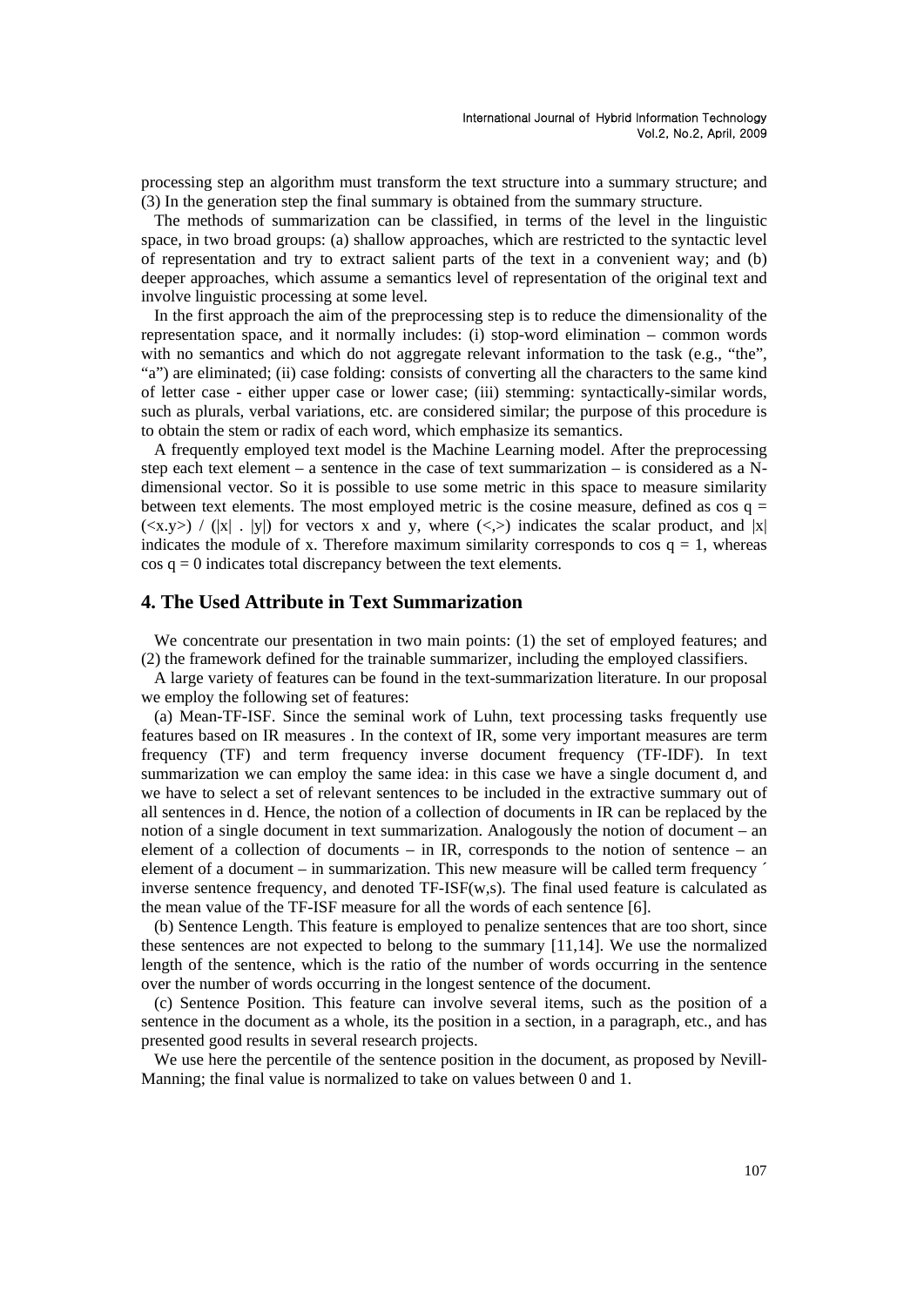processing step an algorithm must transform the text structure into a summary structure; and (3) In the generation step the final summary is obtained from the summary structure.

The methods of summarization can be classified, in terms of the level in the linguistic space, in two broad groups: (a) shallow approaches, which are restricted to the syntactic level of representation and try to extract salient parts of the text in a convenient way; and (b) deeper approaches, which assume a semantics level of representation of the original text and involve linguistic processing at some level.

In the first approach the aim of the preprocessing step is to reduce the dimensionality of the representation space, and it normally includes: (i) stop-word elimination – common words with no semantics and which do not aggregate relevant information to the task (e.g., "the", "a") are eliminated; (ii) case folding: consists of converting all the characters to the same kind of letter case - either upper case or lower case; (iii) stemming: syntactically-similar words, such as plurals, verbal variations, etc. are considered similar; the purpose of this procedure is to obtain the stem or radix of each word, which emphasize its semantics.

A frequently employed text model is the Machine Learning model. After the preprocessing step each text element – a sentence in the case of text summarization – is considered as a N-dimensional vector. So it is possible to use some metric in this space to measure similarity between text elements. The most employed metric is the cosine measure, defined as $\cos q = (<x.y>) / (|x| \,.\, |y|)$ for vectors x and y, where $(<,>)$ indicates the scalar product, and $|x|$ indicates the module of x. Therefore maximum similarity corresponds to $\cos q = 1$, whereas $\cos q = 0$ indicates total discrepancy between the text elements.

## 4. The Used Attribute in Text Summarization

We concentrate our presentation in two main points: (1) the set of employed features; and (2) the framework defined for the trainable summarizer, including the employed classifiers.

A large variety of features can be found in the text-summarization literature. In our proposal we employ the following set of features:

(a) Mean-TF-ISF. Since the seminal work of Luhn, text processing tasks frequently use features based on IR measures . In the context of IR, some very important measures are term frequency (TF) and term frequency inverse document frequency (TF-IDF). In text summarization we can employ the same idea: in this case we have a single document d, and we have to select a set of relevant sentences to be included in the extractive summary out of all sentences in d. Hence, the notion of a collection of documents in IR can be replaced by the notion of a single document in text summarization. Analogously the notion of document – an element of a collection of documents – in IR, corresponds to the notion of sentence – an element of a document – in summarization. This new measure will be called term frequency ´ inverse sentence frequency, and denoted TF-ISF(w,s). The final used feature is calculated as the mean value of the TF-ISF measure for all the words of each sentence [6].

(b) Sentence Length. This feature is employed to penalize sentences that are too short, since these sentences are not expected to belong to the summary [11,14]. We use the normalized length of the sentence, which is the ratio of the number of words occurring in the sentence over the number of words occurring in the longest sentence of the document.

(c) Sentence Position. This feature can involve several items, such as the position of a sentence in the document as a whole, its the position in a section, in a paragraph, etc., and has presented good results in several research projects.

We use here the percentile of the sentence position in the document, as proposed by Nevill-Manning; the final value is normalized to take on values between 0 and 1.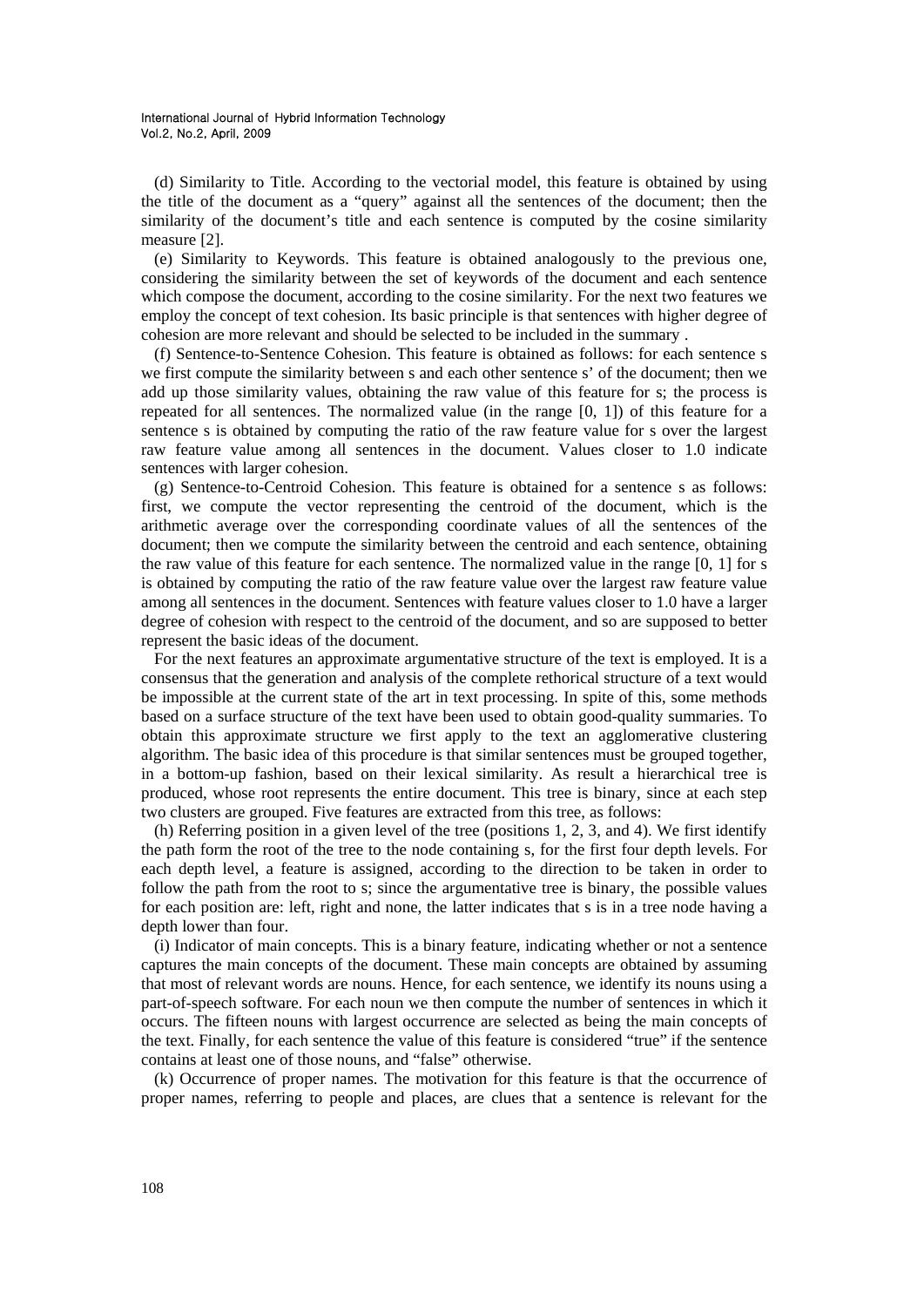(d) Similarity to Title. According to the vectorial model, this feature is obtained by using the title of the document as a "query" against all the sentences of the document; then the similarity of the document's title and each sentence is computed by the cosine similarity measure [2].

(e) Similarity to Keywords. This feature is obtained analogously to the previous one, considering the similarity between the set of keywords of the document and each sentence which compose the document, according to the cosine similarity. For the next two features we employ the concept of text cohesion. Its basic principle is that sentences with higher degree of cohesion are more relevant and should be selected to be included in the summary .

(f) Sentence-to-Sentence Cohesion. This feature is obtained as follows: for each sentence s we first compute the similarity between s and each other sentence s' of the document; then we add up those similarity values, obtaining the raw value of this feature for s; the process is repeated for all sentences. The normalized value (in the range [0, 1]) of this feature for a sentence s is obtained by computing the ratio of the raw feature value for s over the largest raw feature value among all sentences in the document. Values closer to 1.0 indicate sentences with larger cohesion.

(g) Sentence-to-Centroid Cohesion. This feature is obtained for a sentence s as follows: first, we compute the vector representing the centroid of the document, which is the arithmetic average over the corresponding coordinate values of all the sentences of the document; then we compute the similarity between the centroid and each sentence, obtaining the raw value of this feature for each sentence. The normalized value in the range [0, 1] for s is obtained by computing the ratio of the raw feature value over the largest raw feature value among all sentences in the document. Sentences with feature values closer to 1.0 have a larger degree of cohesion with respect to the centroid of the document, and so are supposed to better represent the basic ideas of the document.

For the next features an approximate argumentative structure of the text is employed. It is a consensus that the generation and analysis of the complete rethorical structure of a text would be impossible at the current state of the art in text processing. In spite of this, some methods based on a surface structure of the text have been used to obtain good-quality summaries. To obtain this approximate structure we first apply to the text an agglomerative clustering algorithm. The basic idea of this procedure is that similar sentences must be grouped together, in a bottom-up fashion, based on their lexical similarity. As result a hierarchical tree is produced, whose root represents the entire document. This tree is binary, since at each step two clusters are grouped. Five features are extracted from this tree, as follows:

(h) Referring position in a given level of the tree (positions 1, 2, 3, and 4). We first identify the path form the root of the tree to the node containing s, for the first four depth levels. For each depth level, a feature is assigned, according to the direction to be taken in order to follow the path from the root to s; since the argumentative tree is binary, the possible values for each position are: left, right and none, the latter indicates that s is in a tree node having a depth lower than four.

(i) Indicator of main concepts. This is a binary feature, indicating whether or not a sentence captures the main concepts of the document. These main concepts are obtained by assuming that most of relevant words are nouns. Hence, for each sentence, we identify its nouns using a part-of-speech software. For each noun we then compute the number of sentences in which it occurs. The fifteen nouns with largest occurrence are selected as being the main concepts of the text. Finally, for each sentence the value of this feature is considered "true" if the sentence contains at least one of those nouns, and "false" otherwise.

(k) Occurrence of proper names. The motivation for this feature is that the occurrence of proper names, referring to people and places, are clues that a sentence is relevant for the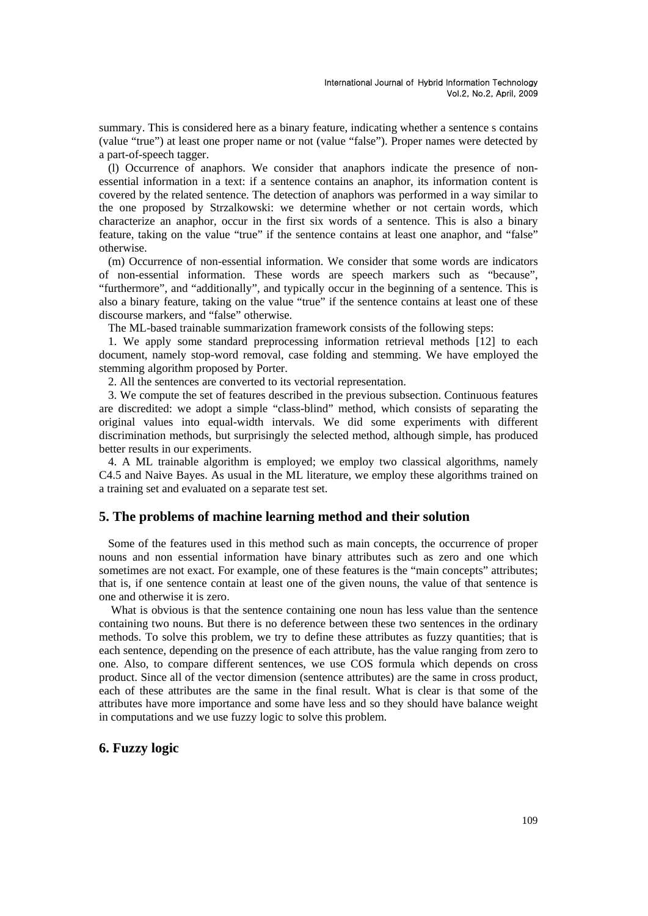summary. This is considered here as a binary feature, indicating whether a sentence s contains (value "true") at least one proper name or not (value "false"). Proper names were detected by a part-of-speech tagger.

(l) Occurrence of anaphors. We consider that anaphors indicate the presence of non-essential information in a text: if a sentence contains an anaphor, its information content is covered by the related sentence. The detection of anaphors was performed in a way similar to the one proposed by Strzalkowski: we determine whether or not certain words, which characterize an anaphor, occur in the first six words of a sentence. This is also a binary feature, taking on the value "true" if the sentence contains at least one anaphor, and "false" otherwise.

(m) Occurrence of non-essential information. We consider that some words are indicators of non-essential information. These words are speech markers such as "because", "furthermore", and "additionally", and typically occur in the beginning of a sentence. This is also a binary feature, taking on the value "true" if the sentence contains at least one of these discourse markers, and "false" otherwise.

The ML-based trainable summarization framework consists of the following steps:

1. We apply some standard preprocessing information retrieval methods [12] to each document, namely stop-word removal, case folding and stemming. We have employed the stemming algorithm proposed by Porter.

2. All the sentences are converted to its vectorial representation.

3. We compute the set of features described in the previous subsection. Continuous features are discredited: we adopt a simple "class-blind" method, which consists of separating the original values into equal-width intervals. We did some experiments with different discrimination methods, but surprisingly the selected method, although simple, has produced better results in our experiments.

4. A ML trainable algorithm is employed; we employ two classical algorithms, namely C4.5 and Naive Bayes. As usual in the ML literature, we employ these algorithms trained on a training set and evaluated on a separate test set.

## 5. The problems of machine learning method and their solution

Some of the features used in this method such as main concepts, the occurrence of proper nouns and non essential information have binary attributes such as zero and one which sometimes are not exact. For example, one of these features is the "main concepts" attributes; that is, if one sentence contain at least one of the given nouns, the value of that sentence is one and otherwise it is zero.

What is obvious is that the sentence containing one noun has less value than the sentence containing two nouns. But there is no deference between these two sentences in the ordinary methods. To solve this problem, we try to define these attributes as fuzzy quantities; that is each sentence, depending on the presence of each attribute, has the value ranging from zero to one. Also, to compare different sentences, we use COS formula which depends on cross product. Since all of the vector dimension (sentence attributes) are the same in cross product, each of these attributes are the same in the final result. What is clear is that some of the attributes have more importance and some have less and so they should have balance weight in computations and we use fuzzy logic to solve this problem.

## 6. Fuzzy logic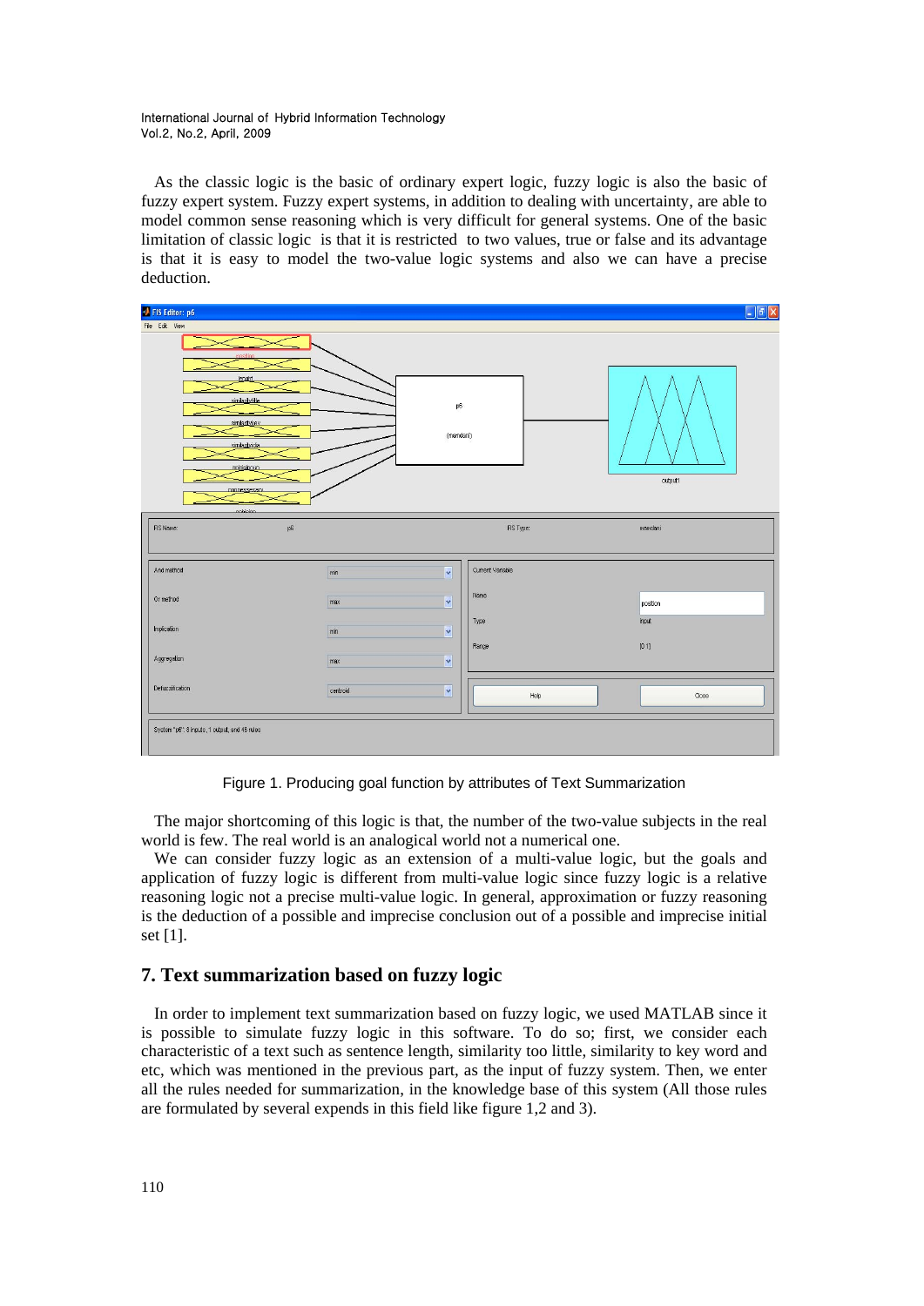As the classic logic is the basic of ordinary expert logic, fuzzy logic is also the basic of fuzzy expert system. Fuzzy expert systems, in addition to dealing with uncertainty, are able to model common sense reasoning which is very difficult for general systems. One of the basic limitation of classic logic is that it is restricted to two values, true or false and its advantage is that it is easy to model the two-value logic systems and also we can have a precise deduction.

Figure 1. Producing goal function by attributes of Text Summarization

The major shortcoming of this logic is that, the number of the two-value subjects in the real world is few. The real world is an analogical world not a numerical one.

We can consider fuzzy logic as an extension of a multi-value logic, but the goals and application of fuzzy logic is different from multi-value logic since fuzzy logic is a relative reasoning logic not a precise multi-value logic. In general, approximation or fuzzy reasoning is the deduction of a possible and imprecise conclusion out of a possible and imprecise initial set [1].

## 7. Text summarization based on fuzzy logic

In order to implement text summarization based on fuzzy logic, we used MATLAB since it is possible to simulate fuzzy logic in this software. To do so; first, we consider each characteristic of a text such as sentence length, similarity too little, similarity to key word and etc, which was mentioned in the previous part, as the input of fuzzy system. Then, we enter all the rules needed for summarization, in the knowledge base of this system (All those rules are formulated by several expends in this field like figure 1,2 and 3).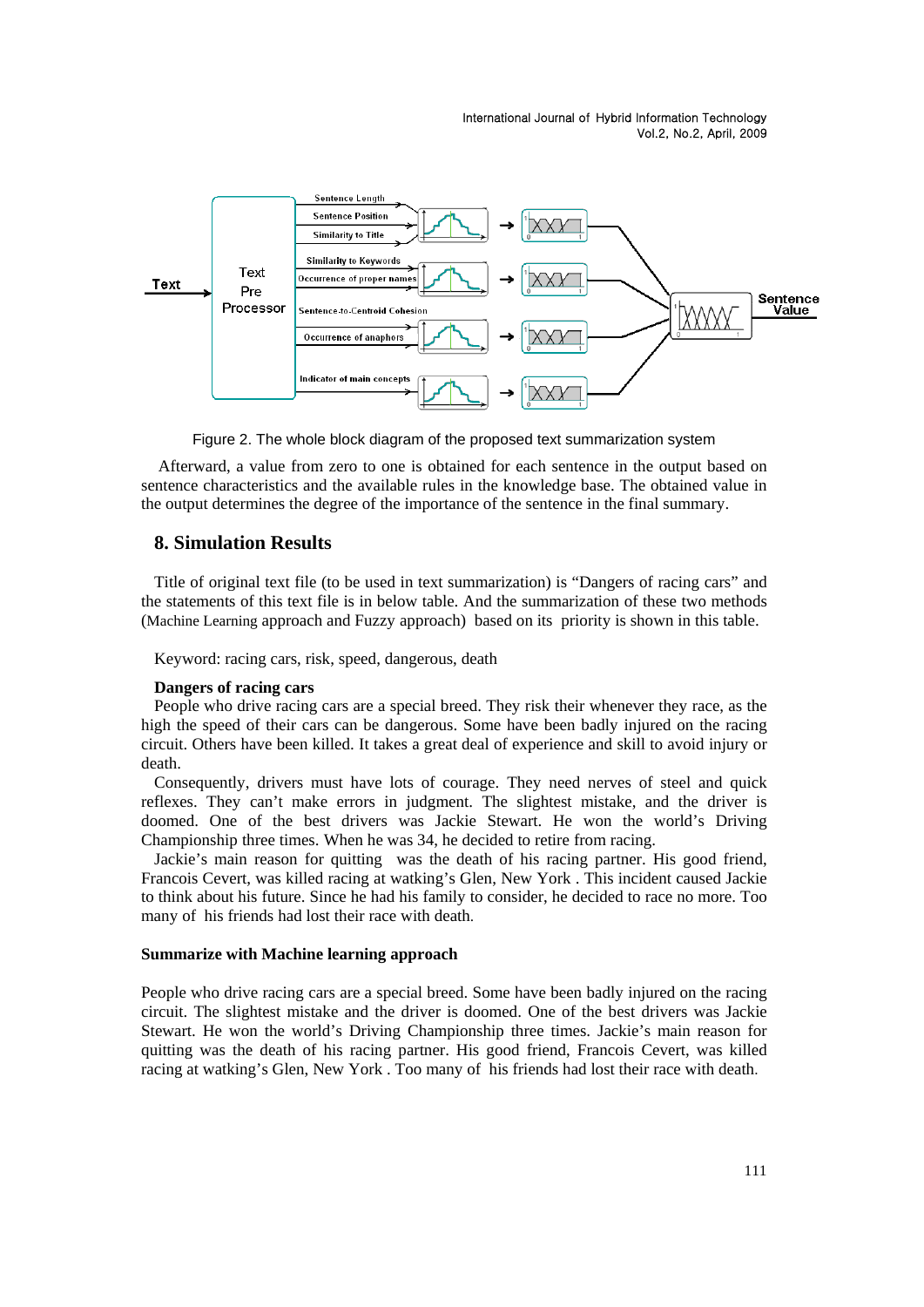Figure 2. The whole block diagram of the proposed text summarization system

Afterward, a value from zero to one is obtained for each sentence in the output based on sentence characteristics and the available rules in the knowledge base. The obtained value in the output determines the degree of the importance of the sentence in the final summary.

## 8. Simulation Results

Title of original text file (to be used in text summarization) is "Dangers of racing cars" and the statements of this text file is in below table. And the summarization of these two methods (Machine Learning approach and Fuzzy approach) based on its priority is shown in this table.

Keyword: racing cars, risk, speed, dangerous, death

**Dangers of racing cars**

People who drive racing cars are a special breed. They risk their whenever they race, as the high the speed of their cars can be dangerous. Some have been badly injured on the racing circuit. Others have been killed. It takes a great deal of experience and skill to avoid injury or death.

Consequently, drivers must have lots of courage. They need nerves of steel and quick reflexes. They can't make errors in judgment. The slightest mistake, and the driver is doomed. One of the best drivers was Jackie Stewart. He won the world's Driving Championship three times. When he was 34, he decided to retire from racing.

Jackie's main reason for quitting was the death of his racing partner. His good friend, Francois Cevert, was killed racing at watking's Glen, New York . This incident caused Jackie to think about his future. Since he had his family to consider, he decided to race no more. Too many of his friends had lost their race with death.

**Summarize with Machine learning approach**

People who drive racing cars are a special breed. Some have been badly injured on the racing circuit. The slightest mistake and the driver is doomed. One of the best drivers was Jackie Stewart. He won the world's Driving Championship three times. Jackie's main reason for quitting was the death of his racing partner. His good friend, Francois Cevert, was killed racing at watking's Glen, New York . Too many of his friends had lost their race with death.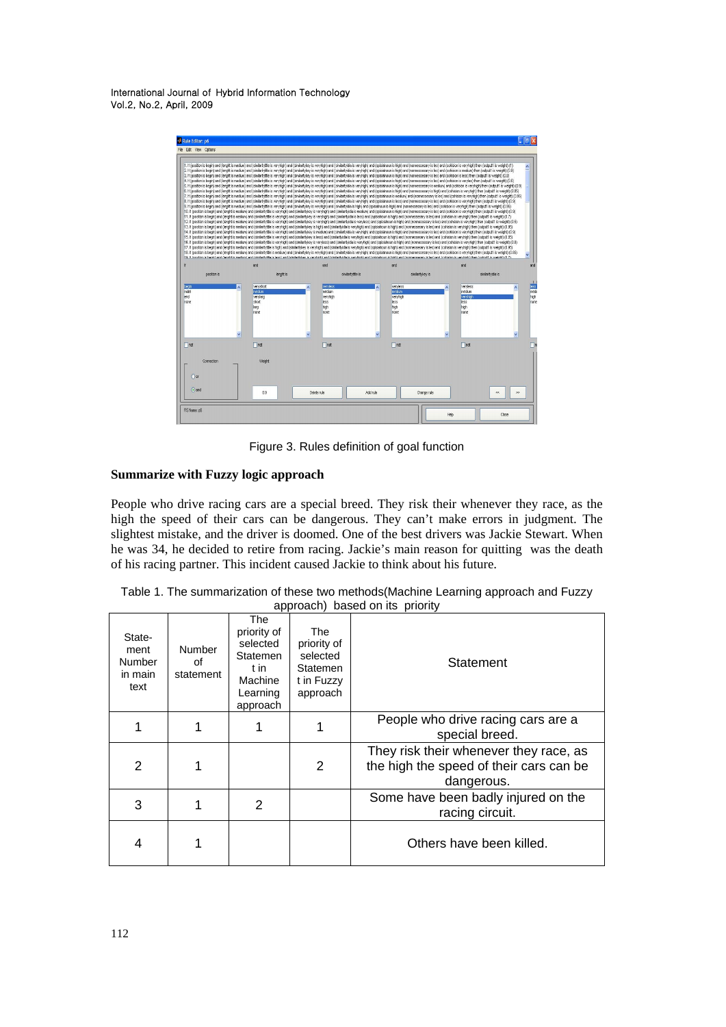Figure 3. Rules definition of goal function

**Summarize with Fuzzy logic approach**

People who drive racing cars are a special breed. They risk their whenever they race, as the high the speed of their cars can be dangerous. They can't make errors in judgment. The slightest mistake, and the driver is doomed. One of the best drivers was Jackie Stewart. When he was 34, he decided to retire from racing. Jackie's main reason for quitting was the death of his racing partner. This incident caused Jackie to think about his future.

Table 1. The summarization of these two methods(Machine Learning approach and Fuzzy approach) based on its priority

| Statement Number in main text | Number of statement | The priority of selected Statement in Machine Learning approach | The priority of selected Statement in Fuzzy approach | Statement |
|---|---|---|---|---|
| 1 | 1 | 1 | 1 | People who drive racing cars are a special breed. |
| 2 | 1 | | 2 | They risk their whenever they race, as the high the speed of their cars can be dangerous. |
| 3 | 1 | 2 | | Some have been badly injured on the racing circuit. |
| 4 | 1 | | | Others have been killed. |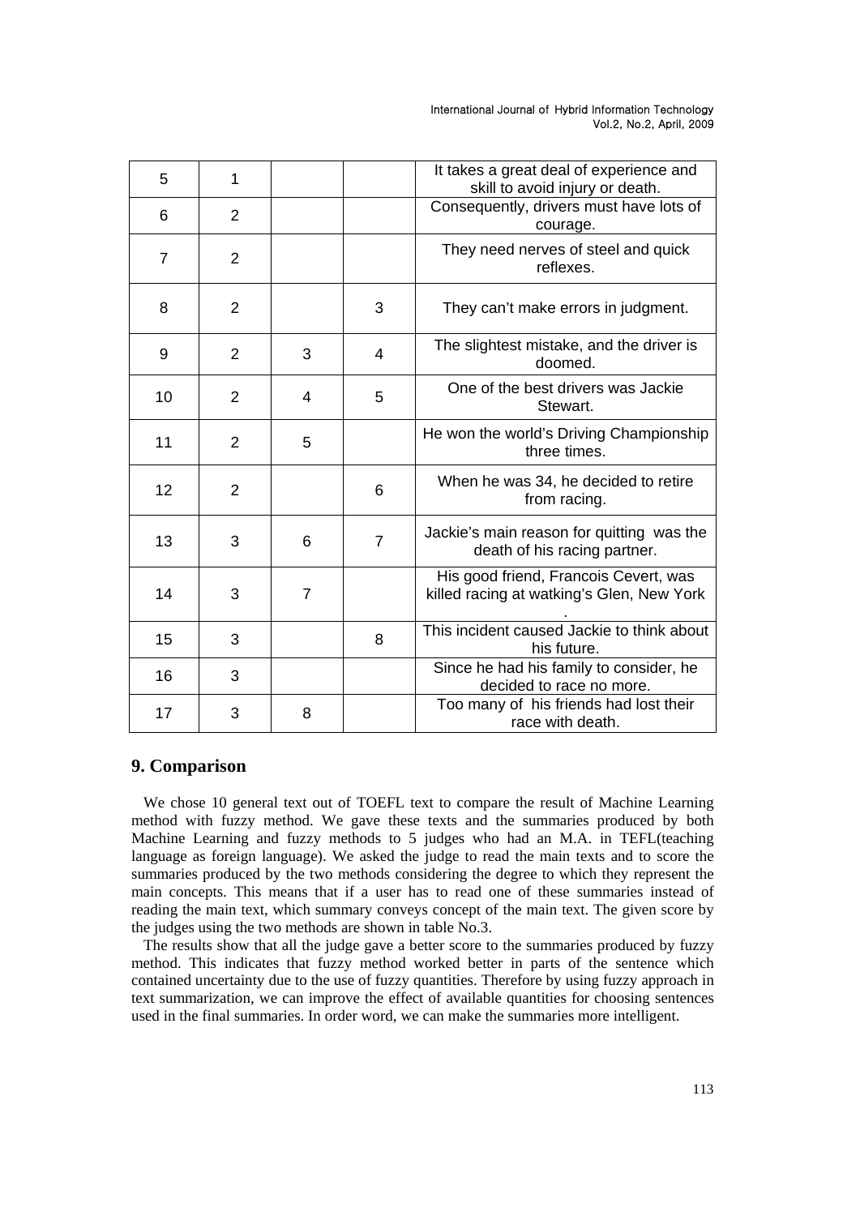| 5 | 1 | | | It takes a great deal of experience and skill to avoid injury or death. |
|---|---|---|---|---|
| 6 | 2 | | | Consequently, drivers must have lots of courage. |
| 7 | 2 | | | They need nerves of steel and quick reflexes. |
| 8 | 2 | | 3 | They can't make errors in judgment. |
| 9 | 2 | 3 | 4 | The slightest mistake, and the driver is doomed. |
| 10 | 2 | 4 | 5 | One of the best drivers was Jackie Stewart. |
| 11 | 2 | 5 | | He won the world's Driving Championship three times. |
| 12 | 2 | | 6 | When he was 34, he decided to retire from racing. |
| 13 | 3 | 6 | 7 | Jackie's main reason for quitting was the death of his racing partner. |
| 14 | 3 | 7 | | His good friend, Francois Cevert, was killed racing at watking's Glen, New York . |
| 15 | 3 | | 8 | This incident caused Jackie to think about his future. |
| 16 | 3 | | | Since he had his family to consider, he decided to race no more. |
| 17 | 3 | 8 | | Too many of his friends had lost their race with death. |

## 9. Comparison

We chose 10 general text out of TOEFL text to compare the result of Machine Learning method with fuzzy method. We gave these texts and the summaries produced by both Machine Learning and fuzzy methods to 5 judges who had an M.A. in TEFL(teaching language as foreign language). We asked the judge to read the main texts and to score the summaries produced by the two methods considering the degree to which they represent the main concepts. This means that if a user has to read one of these summaries instead of reading the main text, which summary conveys concept of the main text. The given score by the judges using the two methods are shown in table No.3.

The results show that all the judge gave a better score to the summaries produced by fuzzy method. This indicates that fuzzy method worked better in parts of the sentence which contained uncertainty due to the use of fuzzy quantities. Therefore by using fuzzy approach in text summarization, we can improve the effect of available quantities for choosing sentences used in the final summaries. In order word, we can make the summaries more intelligent.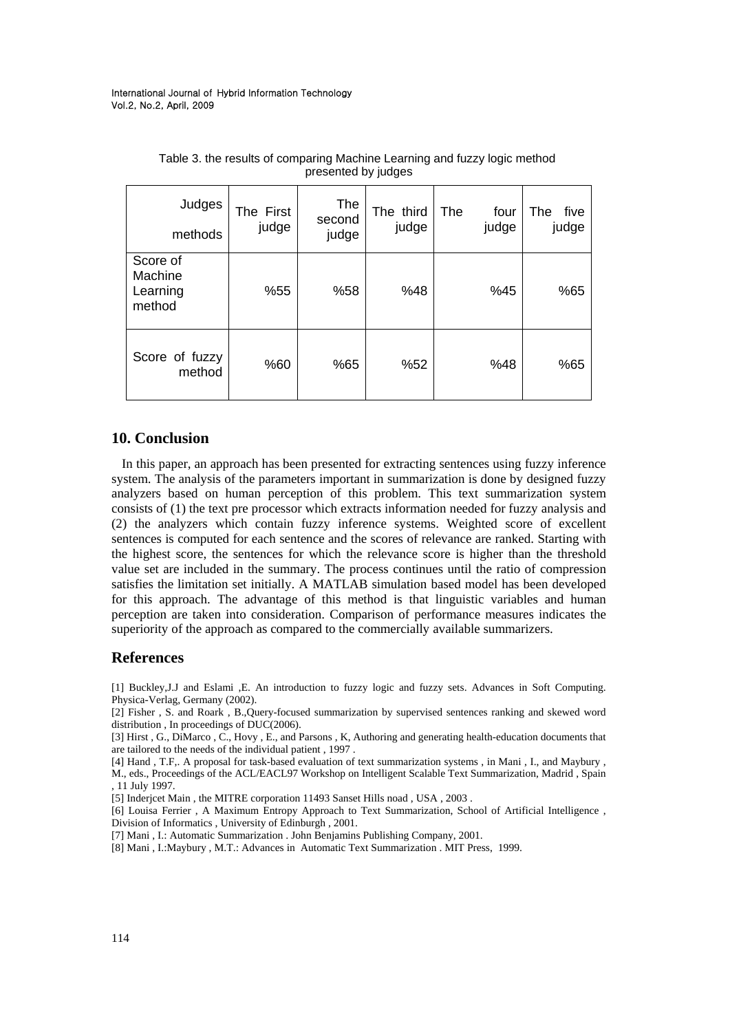Table 3. the results of comparing Machine Learning and fuzzy logic method presented by judges

| Judges / methods | The First judge | The second judge | The third judge | The four judge | The five judge |
|---|---|---|---|---|---|
| Score of Machine Learning method | %55 | %58 | %48 | %45 | %65 |
| Score of fuzzy method | %60 | %65 | %52 | %48 | %65 |

## 10. Conclusion

In this paper, an approach has been presented for extracting sentences using fuzzy inference system. The analysis of the parameters important in summarization is done by designed fuzzy analyzers based on human perception of this problem. This text summarization system consists of (1) the text pre processor which extracts information needed for fuzzy analysis and (2) the analyzers which contain fuzzy inference systems. Weighted score of excellent sentences is computed for each sentence and the scores of relevance are ranked. Starting with the highest score, the sentences for which the relevance score is higher than the threshold value set are included in the summary. The process continues until the ratio of compression satisfies the limitation set initially. A MATLAB simulation based model has been developed for this approach. The advantage of this method is that linguistic variables and human perception are taken into consideration. Comparison of performance measures indicates the superiority of the approach as compared to the commercially available summarizers.

## References

[1] Buckley,J.J and Eslami ,E. An introduction to fuzzy logic and fuzzy sets. Advances in Soft Computing. Physica-Verlag, Germany (2002).

[2] Fisher , S. and Roark , B.,Query-focused summarization by supervised sentences ranking and skewed word distribution , In proceedings of DUC(2006).

[3] Hirst , G., DiMarco , C., Hovy , E., and Parsons , K, Authoring and generating health-education documents that are tailored to the needs of the individual patient , 1997 .

[4] Hand , T.F,. A proposal for task-based evaluation of text summarization systems , in Mani , I., and Maybury , M., eds., Proceedings of the ACL/EACL97 Workshop on Intelligent Scalable Text Summarization, Madrid , Spain , 11 July 1997.

[5] Inderjcet Main , the MITRE corporation 11493 Sanset Hills noad , USA , 2003 .

[6] Louisa Ferrier , A Maximum Entropy Approach to Text Summarization, School of Artificial Intelligence , Division of Informatics , University of Edinburgh , 2001.

[7] Mani , I.: Automatic Summarization . John Benjamins Publishing Company, 2001.

[8] Mani , I.:Maybury , M.T.: Advances in Automatic Text Summarization . MIT Press, 1999.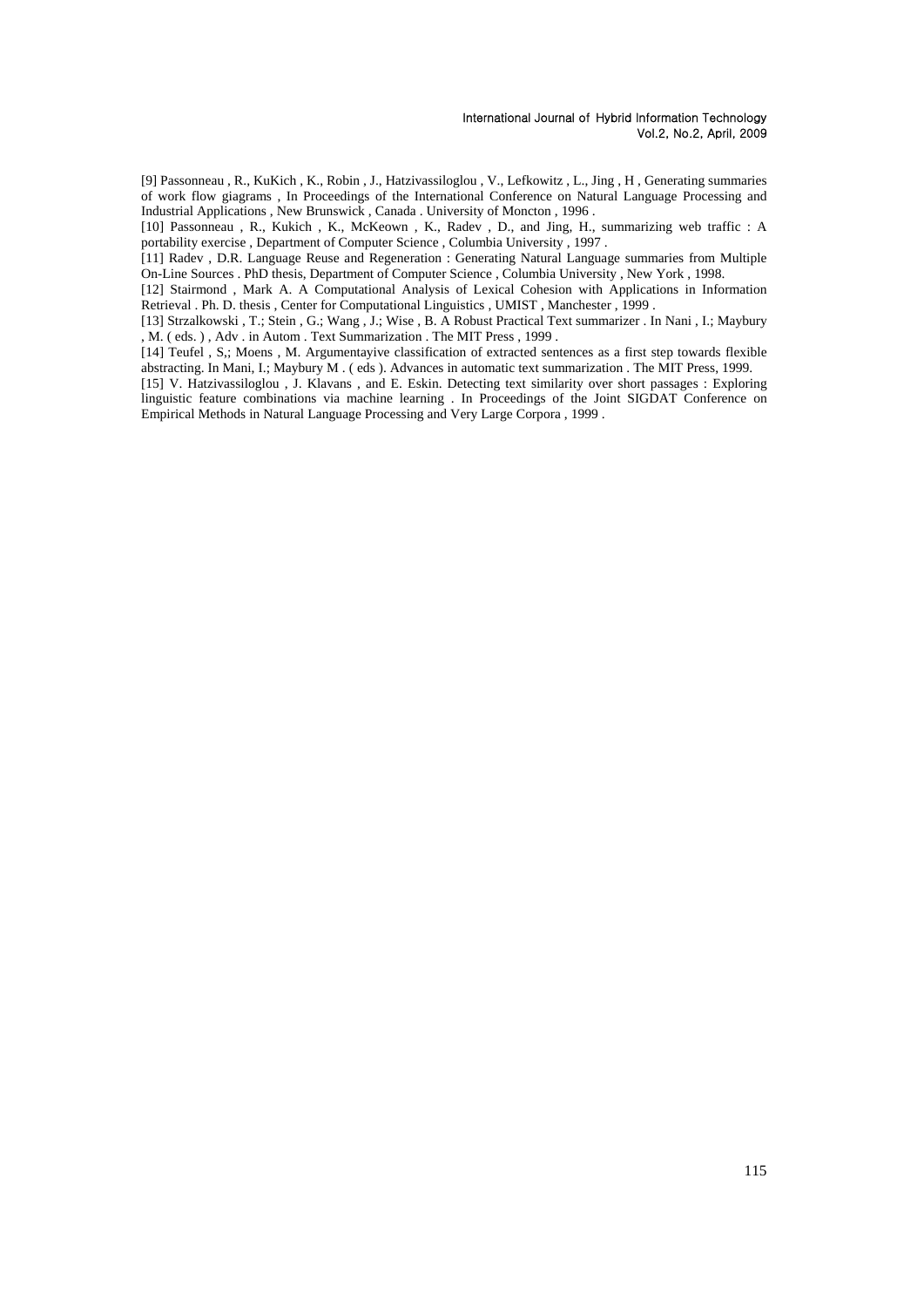[9] Passonneau , R., KuKich , K., Robin , J., Hatzivassiloglou , V., Lefkowitz , L., Jing , H , Generating summaries of work flow giagrams , In Proceedings of the International Conference on Natural Language Processing and Industrial Applications , New Brunswick , Canada . University of Moncton , 1996 .

[10] Passonneau , R., Kukich , K., McKeown , K., Radev , D., and Jing, H., summarizing web traffic : A portability exercise , Department of Computer Science , Columbia University , 1997 .

[11] Radev , D.R. Language Reuse and Regeneration : Generating Natural Language summaries from Multiple On-Line Sources . PhD thesis, Department of Computer Science , Columbia University , New York , 1998.

[12] Stairmond , Mark A. A Computational Analysis of Lexical Cohesion with Applications in Information Retrieval . Ph. D. thesis , Center for Computational Linguistics , UMIST , Manchester , 1999 .

[13] Strzalkowski , T.; Stein , G.; Wang , J.; Wise , B. A Robust Practical Text summarizer . In Nani , I.; Maybury , M. ( eds. ) , Adv . in Autom . Text Summarization . The MIT Press , 1999 .

[14] Teufel , S,; Moens , M. Argumentayive classification of extracted sentences as a first step towards flexible abstracting. In Mani, I.; Maybury M . ( eds ). Advances in automatic text summarization . The MIT Press, 1999.

[15] V. Hatzivassiloglou , J. Klavans , and E. Eskin. Detecting text similarity over short passages : Exploring linguistic feature combinations via machine learning . In Proceedings of the Joint SIGDAT Conference on Empirical Methods in Natural Language Processing and Very Large Corpora , 1999 .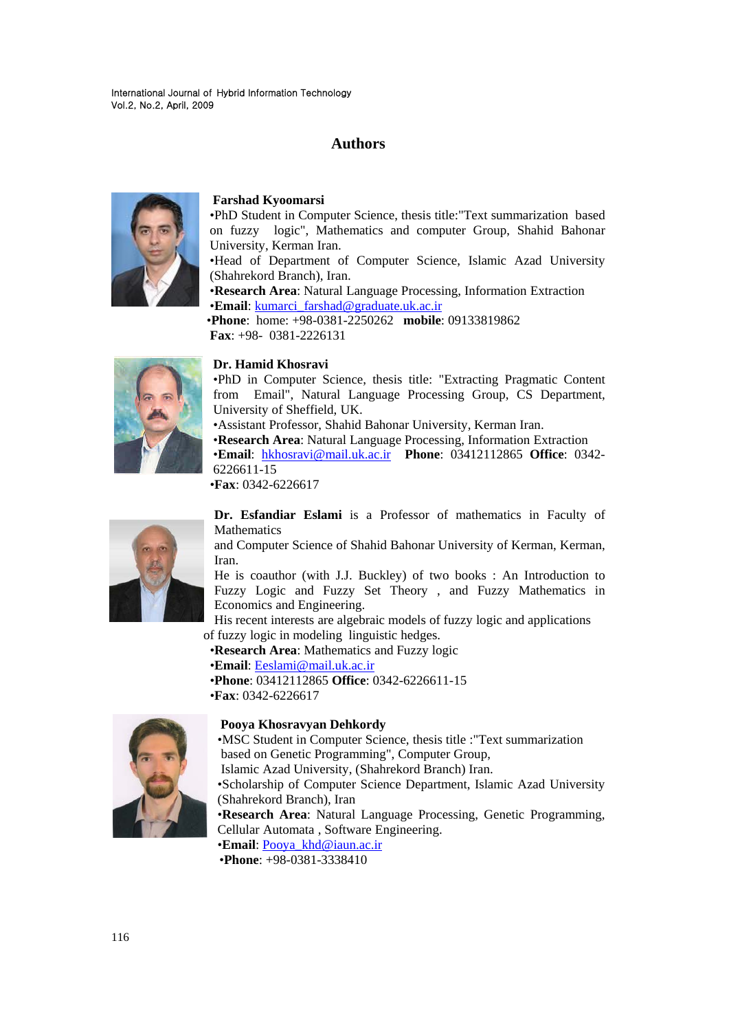# Authors

**Farshad Kyoomarsi**

•PhD Student in Computer Science, thesis title:"Text summarization based on fuzzy logic", Mathematics and computer Group, Shahid Bahonar University, Kerman Iran.

•Head of Department of Computer Science, Islamic Azad University (Shahrekord Branch), Iran.

•**Research Area**: Natural Language Processing, Information Extraction

•**Email**: kumarci_farshad@graduate.uk.ac.ir

•**Phone**: home: +98-0381-2250262 **mobile**: 09133819862

**Fax**: +98- 0381-2226131

**Dr. Hamid Khosravi**

•PhD in Computer Science, thesis title: "Extracting Pragmatic Content from Email", Natural Language Processing Group, CS Department, University of Sheffield, UK.

•Assistant Professor, Shahid Bahonar University, Kerman Iran.

•**Research Area**: Natural Language Processing, Information Extraction

•**Email**: hkhosravi@mail.uk.ac.ir **Phone**: 03412112865 **Office**: 0342-6226611-15

•**Fax**: 0342-6226617

**Dr. Esfandiar Eslami** is a Professor of mathematics in Faculty of Mathematics and Computer Science of Shahid Bahonar University of Kerman, Kerman, Iran.

He is coauthor (with J.J. Buckley) of two books : An Introduction to Fuzzy Logic and Fuzzy Set Theory , and Fuzzy Mathematics in Economics and Engineering.

His recent interests are algebraic models of fuzzy logic and applications of fuzzy logic in modeling linguistic hedges.

•**Research Area**: Mathematics and Fuzzy logic

•**Email**: Eeslami@mail.uk.ac.ir

•**Phone**: 03412112865 **Office**: 0342-6226611-15

•**Fax**: 0342-6226617

**Pooya Khosravyan Dehkordy**

•MSC Student in Computer Science, thesis title :"Text summarization based on Genetic Programming", Computer Group, Islamic Azad University, (Shahrekord Branch) Iran.

•Scholarship of Computer Science Department, Islamic Azad University (Shahrekord Branch), Iran

•**Research Area**: Natural Language Processing, Genetic Programming, Cellular Automata , Software Engineering.

•**Email**: Pooya_khd@iaun.ac.ir

•**Phone**: +98-0381-3338410